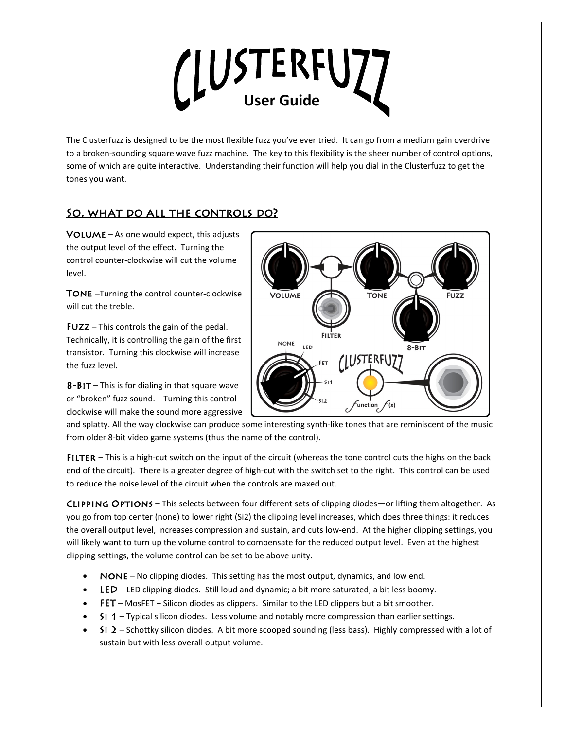# CLUSTERFUZZ
## User Guide

The Clusterfuzz is designed to be the most flexible fuzz you've ever tried. It can go from a medium gain overdrive to a broken-sounding square wave fuzz machine. The key to this flexibility is the sheer number of control options, some of which are quite interactive. Understanding their function will help you dial in the Clusterfuzz to get the tones you want.

## So, what do all the controls do?

**Volume** – As one would expect, this adjusts the output level of the effect. Turning the control counter-clockwise will cut the volume level.

**Tone** –Turning the control counter-clockwise will cut the treble.

**Fuzz** – This controls the gain of the pedal. Technically, it is controlling the gain of the first transistor. Turning this clockwise will increase the fuzz level.

**8-Bit** – This is for dialing in that square wave or "broken" fuzz sound. Turning this control clockwise will make the sound more aggressive and splatty. All the way clockwise can produce some interesting synth-like tones that are reminiscent of the music from older 8-bit video game systems (thus the name of the control).

**Filter** – This is a high-cut switch on the input of the circuit (whereas the tone control cuts the highs on the back end of the circuit). There is a greater degree of high-cut with the switch set to the right. This control can be used to reduce the noise level of the circuit when the controls are maxed out.

**Clipping Options** – This selects between four different sets of clipping diodes—or lifting them altogether. As you go from top center (none) to lower right (Si2) the clipping level increases, which does three things: it reduces the overall output level, increases compression and sustain, and cuts low-end. At the higher clipping settings, you will likely want to turn up the volume control to compensate for the reduced output level. Even at the highest clipping settings, the volume control can be set to be above unity.

- **None** – No clipping diodes. This setting has the most output, dynamics, and low end.
- **LED** – LED clipping diodes. Still loud and dynamic; a bit more saturated; a bit less boomy.
- **FET** – MosFET + Silicon diodes as clippers. Similar to the LED clippers but a bit smoother.
- **Si 1** – Typical silicon diodes. Less volume and notably more compression than earlier settings.
- **Si 2** – Schottky silicon diodes. A bit more scooped sounding (less bass). Highly compressed with a lot of sustain but with less overall output volume.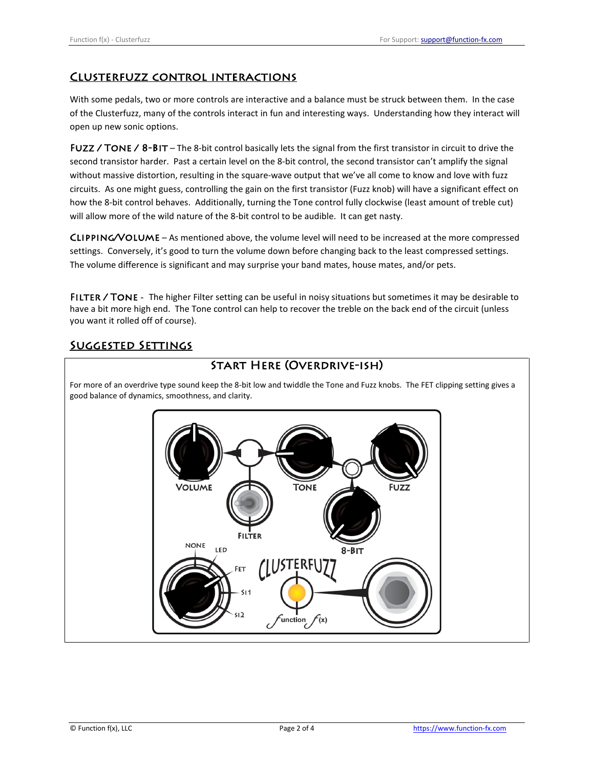## Clusterfuzz control interactions

With some pedals, two or more controls are interactive and a balance must be struck between them. In the case of the Clusterfuzz, many of the controls interact in fun and interesting ways. Understanding how they interact will open up new sonic options.

**Fuzz / Tone / 8-Bit** – The 8-bit control basically lets the signal from the first transistor in circuit to drive the second transistor harder. Past a certain level on the 8-bit control, the second transistor can't amplify the signal without massive distortion, resulting in the square-wave output that we've all come to know and love with fuzz circuits. As one might guess, controlling the gain on the first transistor (Fuzz knob) will have a significant effect on how the 8-bit control behaves. Additionally, turning the Tone control fully clockwise (least amount of treble cut) will allow more of the wild nature of the 8-bit control to be audible. It can get nasty.

**Clipping/Volume** – As mentioned above, the volume level will need to be increased at the more compressed settings. Conversely, it's good to turn the volume down before changing back to the least compressed settings. The volume difference is significant and may surprise your band mates, house mates, and/or pets.

**Filter / Tone** - The higher Filter setting can be useful in noisy situations but sometimes it may be desirable to have a bit more high end. The Tone control can help to recover the treble on the back end of the circuit (unless you want it rolled off of course).

## Suggested Settings

### Start Here (Overdrive-ish)

For more of an overdrive type sound keep the 8-bit low and twiddle the Tone and Fuzz knobs. The FET clipping setting gives a good balance of dynamics, smoothness, and clarity.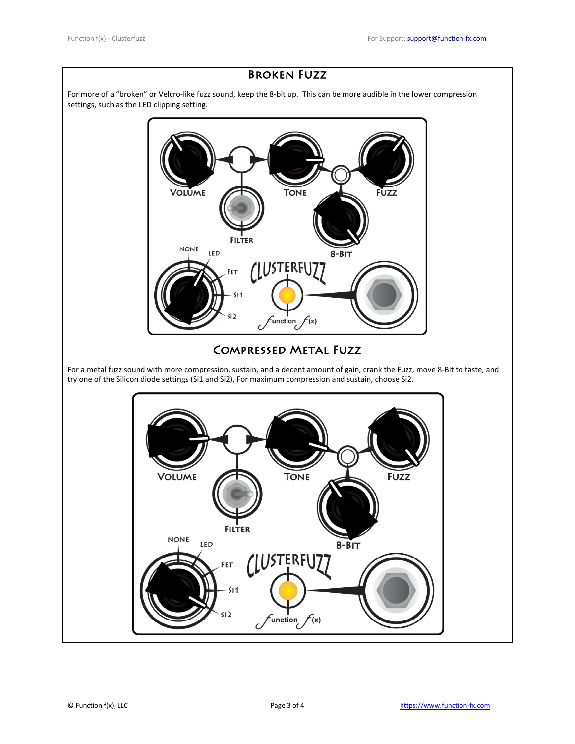## Broken Fuzz

For more of a "broken" or Velcro-like fuzz sound, keep the 8-bit up. This can be more audible in the lower compression settings, such as the LED clipping setting.

VOLUME TONE FUZZ

FILTER 8-BIT

NONE LED FET Si1 Si2

CLUSTERFUZZ

function f(x)

## Compressed Metal Fuzz

For a metal fuzz sound with more compression, sustain, and a decent amount of gain, crank the Fuzz, move 8-Bit to taste, and try one of the Silicon diode settings (Si1 and Si2). For maximum compression and sustain, choose Si2.

VOLUME TONE FUZZ

FILTER 8-BIT

NONE LED FET Si1 Si2

CLUSTERFUZZ

function f(x)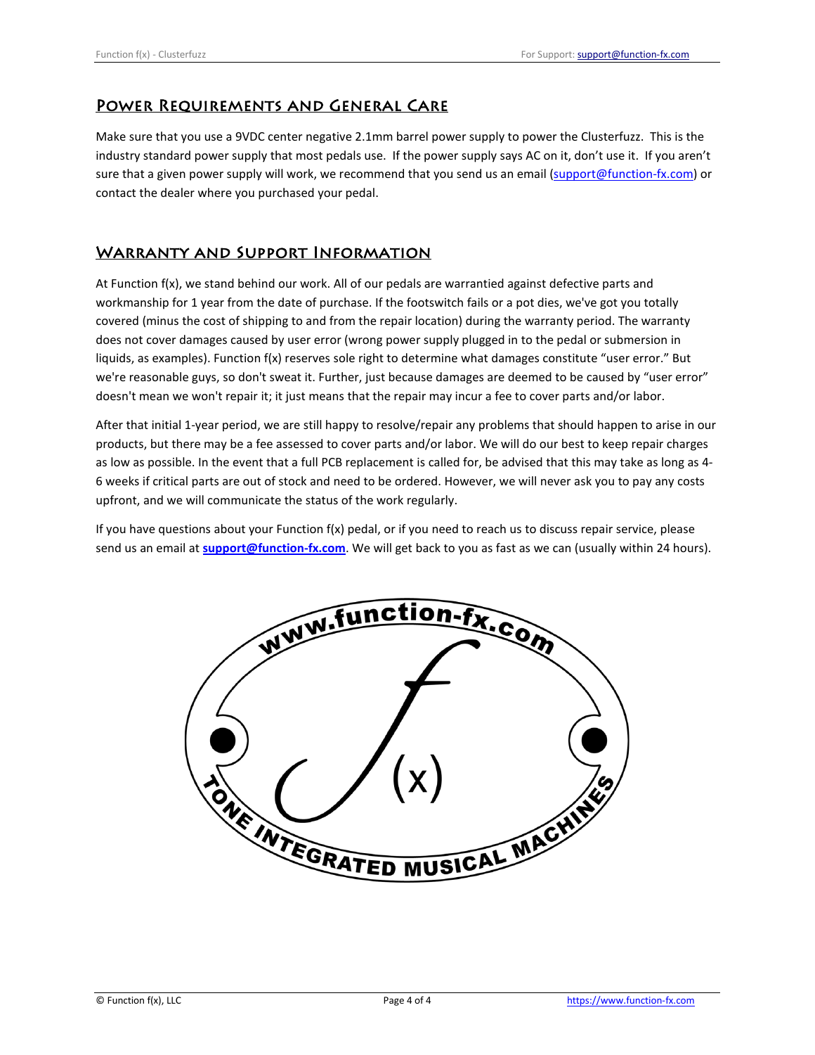## Power Requirements and General Care

Make sure that you use a 9VDC center negative 2.1mm barrel power supply to power the Clusterfuzz. This is the industry standard power supply that most pedals use. If the power supply says AC on it, don't use it. If you aren't sure that a given power supply will work, we recommend that you send us an email (support@function-fx.com) or contact the dealer where you purchased your pedal.

## Warranty and Support Information

At Function f(x), we stand behind our work. All of our pedals are warrantied against defective parts and workmanship for 1 year from the date of purchase. If the footswitch fails or a pot dies, we've got you totally covered (minus the cost of shipping to and from the repair location) during the warranty period. The warranty does not cover damages caused by user error (wrong power supply plugged in to the pedal or submersion in liquids, as examples). Function f(x) reserves sole right to determine what damages constitute "user error." But we're reasonable guys, so don't sweat it. Further, just because damages are deemed to be caused by "user error" doesn't mean we won't repair it; it just means that the repair may incur a fee to cover parts and/or labor.

After that initial 1-year period, we are still happy to resolve/repair any problems that should happen to arise in our products, but there may be a fee assessed to cover parts and/or labor. We will do our best to keep repair charges as low as possible. In the event that a full PCB replacement is called for, be advised that this may take as long as 4-6 weeks if critical parts are out of stock and need to be ordered. However, we will never ask you to pay any costs upfront, and we will communicate the status of the work regularly.

If you have questions about your Function f(x) pedal, or if you need to reach us to discuss repair service, please send us an email at **support@function-fx.com**. We will get back to you as fast as we can (usually within 24 hours).